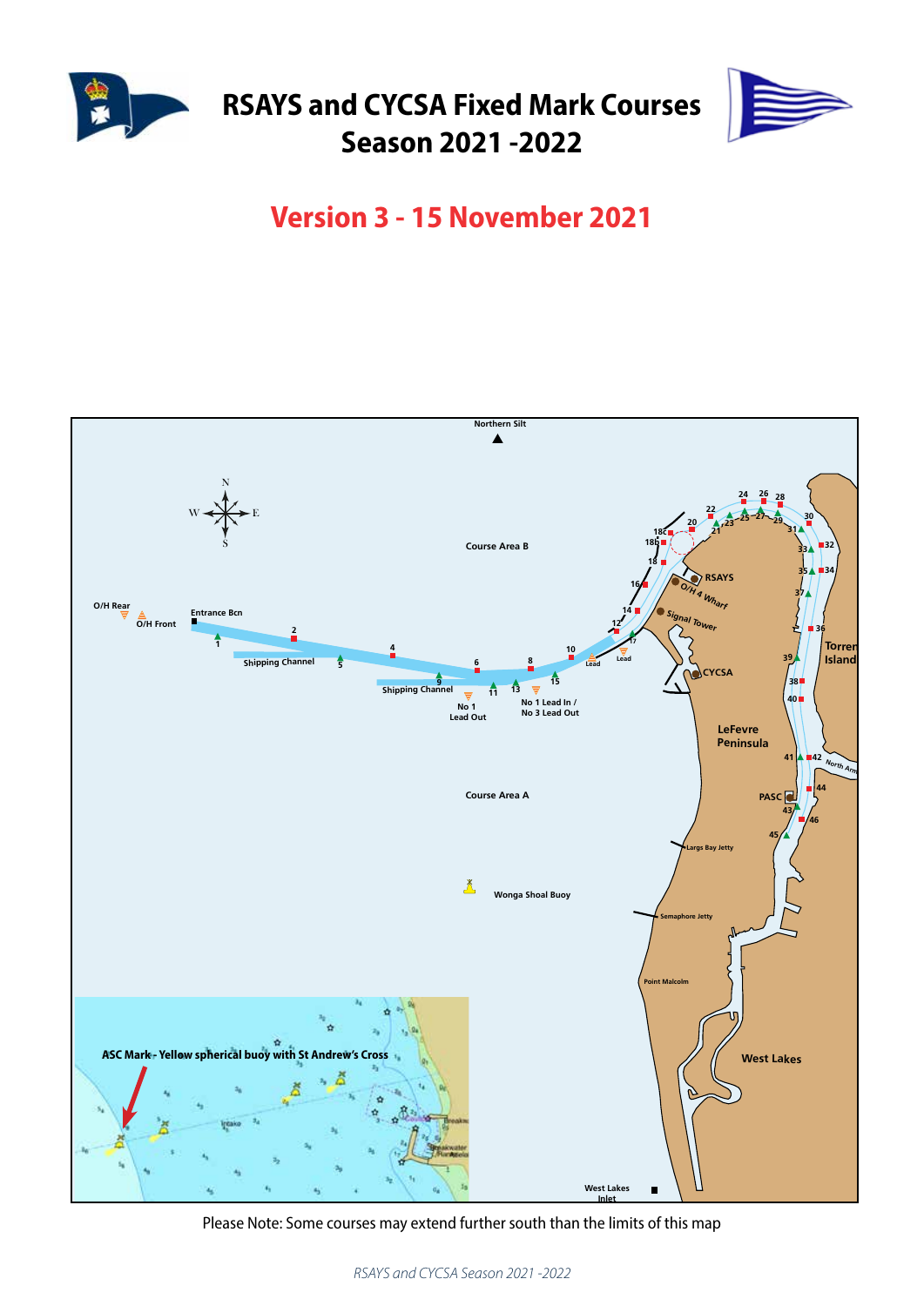# RSAYS and CYCSA Fixed Mark Courses Season 2021 -2022

## Version 3 - 15 November 2021

Northern Silt

Course Area B

Course Area A

O/H Rear

O/H Front

Entrance Bcn

Shipping Channel

No 1 Lead Out

No 1 Lead In / No 3 Lead Out

Lead

RSAYS

O/H 4 Wharf

Signal Tower

CYCSA

Torrens Island

LeFevre Peninsula

North Arm

PASC

Largs Bay Jetty

Wonga Shoal Buoy

Semaphore Jetty

Point Malcolm

West Lakes

West Lakes Inlet

ASC Mark - Yellow spherical buoy with St Andrew's Cross

Please Note: Some courses may extend further south than the limits of this map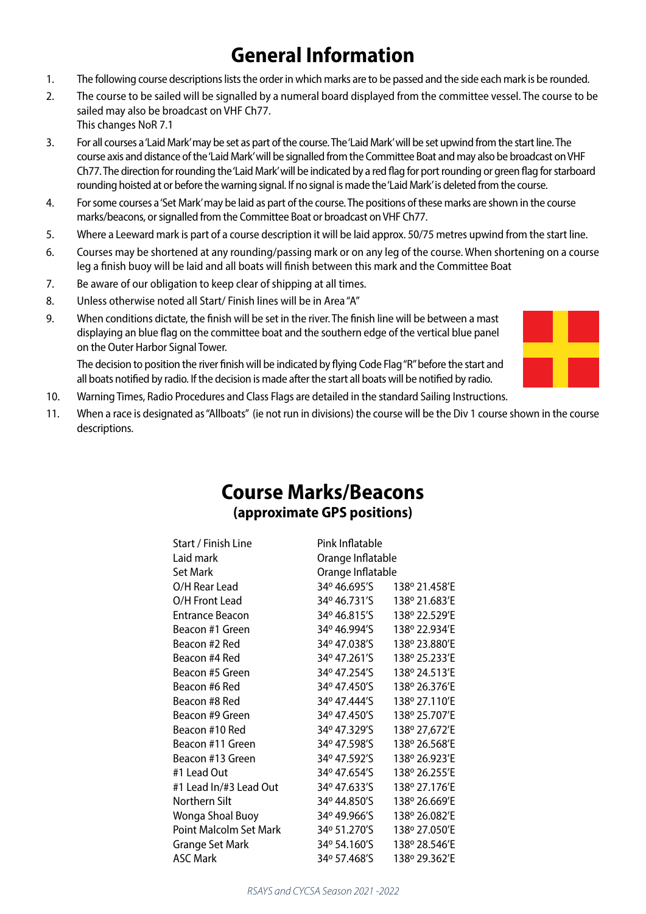# General Information

1. The following course descriptions lists the order in which marks are to be passed and the side each mark is be rounded.
2. The course to be sailed will be signalled by a numeral board displayed from the committee vessel. The course to be sailed may also be broadcast on VHF Ch77.
   This changes NoR 7.1
3. For all courses a 'Laid Mark' may be set as part of the course. The 'Laid Mark' will be set upwind from the start line. The course axis and distance of the 'Laid Mark' will be signalled from the Committee Boat and may also be broadcast on VHF Ch77. The direction for rounding the 'Laid Mark' will be indicated by a red flag for port rounding or green flag for starboard rounding hoisted at or before the warning signal. If no signal is made the 'Laid Mark' is deleted from the course.
4. For some courses a 'Set Mark' may be laid as part of the course. The positions of these marks are shown in the course marks/beacons, or signalled from the Committee Boat or broadcast on VHF Ch77.
5. Where a Leeward mark is part of a course description it will be laid approx. 50/75 metres upwind from the start line.
6. Courses may be shortened at any rounding/passing mark or on any leg of the course. When shortening on a course leg a finish buoy will be laid and all boats will finish between this mark and the Committee Boat
7. Be aware of our obligation to keep clear of shipping at all times.
8. Unless otherwise noted all Start/ Finish lines will be in Area "A"
9. When conditions dictate, the finish will be set in the river. The finish line will be between a mast displaying an blue flag on the committee boat and the southern edge of the vertical blue panel on the Outer Harbor Signal Tower.

   The decision to position the river finish will be indicated by flying Code Flag "R" before the start and all boats notified by radio. If the decision is made after the start all boats will be notified by radio.
10. Warning Times, Radio Procedures and Class Flags are detailed in the standard Sailing Instructions.
11. When a race is designated as "Allboats" (ie not run in divisions) the course will be the Div 1 course shown in the course descriptions.

## Course Marks/Beacons
### (approximate GPS positions)

| Mark | Position | |
|---|---|---|
| Start / Finish Line | Pink Inflatable | |
| Laid mark | Orange Inflatable | |
| Set Mark | Orange Inflatable | |
| O/H Rear Lead | 34º 46.695'S | 138º 21.458'E |
| O/H Front Lead | 34º 46.731'S | 138º 21.683'E |
| Entrance Beacon | 34º 46.815'S | 138º 22.529'E |
| Beacon #1 Green | 34º 46.994'S | 138º 22.934'E |
| Beacon #2 Red | 34º 47.038'S | 138º 23.880'E |
| Beacon #4 Red | 34º 47.261'S | 138º 25.233'E |
| Beacon #5 Green | 34º 47.254'S | 138º 24.513'E |
| Beacon #6 Red | 34º 47.450'S | 138º 26.376'E |
| Beacon #8 Red | 34º 47.444'S | 138º 27.110'E |
| Beacon #9 Green | 34º 47.450'S | 138º 25.707'E |
| Beacon #10 Red | 34º 47.329'S | 138º 27,672'E |
| Beacon #11 Green | 34º 47.598'S | 138º 26.568'E |
| Beacon #13 Green | 34º 47.592'S | 138º 26.923'E |
| #1 Lead Out | 34º 47.654'S | 138º 26.255'E |
| #1 Lead In/#3 Lead Out | 34º 47.633'S | 138º 27.176'E |
| Northern Silt | 34º 44.850'S | 138º 26.669'E |
| Wonga Shoal Buoy | 34º 49.966'S | 138º 26.082'E |
| Point Malcolm Set Mark | 34º 51.270'S | 138º 27.050'E |
| Grange Set Mark | 34º 54.160'S | 138º 28.546'E |
| ASC Mark | 34º 57.468'S | 138º 29.362'E |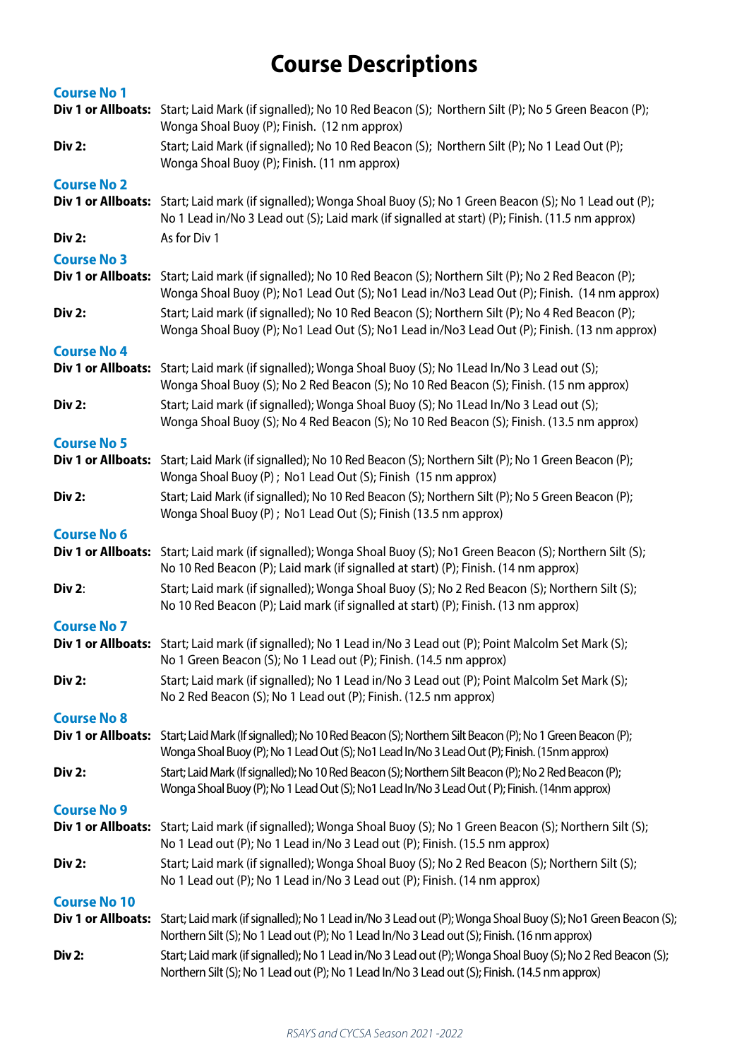# Course Descriptions

### Course No 1

**Div 1 or Allboats:** Start; Laid Mark (if signalled); No 10 Red Beacon (S); Northern Silt (P); No 5 Green Beacon (P); Wonga Shoal Buoy (P); Finish. (12 nm approx)

**Div 2:** Start; Laid Mark (if signalled); No 10 Red Beacon (S); Northern Silt (P); No 1 Lead Out (P); Wonga Shoal Buoy (P); Finish. (11 nm approx)

### Course No 2

**Div 1 or Allboats:** Start; Laid mark (if signalled); Wonga Shoal Buoy (S); No 1 Green Beacon (S); No 1 Lead out (P); No 1 Lead in/No 3 Lead out (S); Laid mark (if signalled at start) (P); Finish. (11.5 nm approx)

**Div 2:** As for Div 1

### Course No 3

**Div 1 or Allboats:** Start; Laid mark (if signalled); No 10 Red Beacon (S); Northern Silt (P); No 2 Red Beacon (P); Wonga Shoal Buoy (P); No1 Lead Out (S); No1 Lead in/No3 Lead Out (P); Finish. (14 nm approx)

**Div 2:** Start; Laid mark (if signalled); No 10 Red Beacon (S); Northern Silt (P); No 4 Red Beacon (P); Wonga Shoal Buoy (P); No1 Lead Out (S); No1 Lead in/No3 Lead Out (P); Finish. (13 nm approx)

### Course No 4

**Div 1 or Allboats:** Start; Laid mark (if signalled); Wonga Shoal Buoy (S); No 1Lead In/No 3 Lead out (S); Wonga Shoal Buoy (S); No 2 Red Beacon (S); No 10 Red Beacon (S); Finish. (15 nm approx)

**Div 2:** Start; Laid mark (if signalled); Wonga Shoal Buoy (S); No 1Lead In/No 3 Lead out (S); Wonga Shoal Buoy (S); No 4 Red Beacon (S); No 10 Red Beacon (S); Finish. (13.5 nm approx)

### Course No 5

**Div 1 or Allboats:** Start; Laid Mark (if signalled); No 10 Red Beacon (S); Northern Silt (P); No 1 Green Beacon (P); Wonga Shoal Buoy (P) ; No1 Lead Out (S); Finish (15 nm approx)

**Div 2:** Start; Laid Mark (if signalled); No 10 Red Beacon (S); Northern Silt (P); No 5 Green Beacon (P); Wonga Shoal Buoy (P) ; No1 Lead Out (S); Finish (13.5 nm approx)

### Course No 6

**Div 1 or Allboats:** Start; Laid mark (if signalled); Wonga Shoal Buoy (S); No1 Green Beacon (S); Northern Silt (S); No 10 Red Beacon (P); Laid mark (if signalled at start) (P); Finish. (14 nm approx)

**Div 2:** Start; Laid mark (if signalled); Wonga Shoal Buoy (S); No 2 Red Beacon (S); Northern Silt (S); No 10 Red Beacon (P); Laid mark (if signalled at start) (P); Finish. (13 nm approx)

### Course No 7

**Div 1 or Allboats:** Start; Laid mark (if signalled); No 1 Lead in/No 3 Lead out (P); Point Malcolm Set Mark (S); No 1 Green Beacon (S); No 1 Lead out (P); Finish. (14.5 nm approx)

**Div 2:** Start; Laid mark (if signalled); No 1 Lead in/No 3 Lead out (P); Point Malcolm Set Mark (S); No 2 Red Beacon (S); No 1 Lead out (P); Finish. (12.5 nm approx)

### Course No 8

**Div 1 or Allboats:** Start; Laid Mark (If signalled); No 10 Red Beacon (S); Northern Silt Beacon (P); No 1 Green Beacon (P); Wonga Shoal Buoy (P); No 1 Lead Out (S); No1 Lead In/No 3 Lead Out (P); Finish. (15nm approx)

**Div 2:** Start; Laid Mark (If signalled); No 10 Red Beacon (S); Northern Silt Beacon (P); No 2 Red Beacon (P); Wonga Shoal Buoy (P); No 1 Lead Out (S); No1 Lead In/No 3 Lead Out ( P); Finish. (14nm approx)

### Course No 9

**Div 1 or Allboats:** Start; Laid mark (if signalled); Wonga Shoal Buoy (S); No 1 Green Beacon (S); Northern Silt (S); No 1 Lead out (P); No 1 Lead in/No 3 Lead out (P); Finish. (15.5 nm approx)

**Div 2:** Start; Laid mark (if signalled); Wonga Shoal Buoy (S); No 2 Red Beacon (S); Northern Silt (S); No 1 Lead out (P); No 1 Lead in/No 3 Lead out (P); Finish. (14 nm approx)

### Course No 10

**Div 1 or Allboats:** Start; Laid mark (if signalled); No 1 Lead in/No 3 Lead out (P); Wonga Shoal Buoy (S); No1 Green Beacon (S); Northern Silt (S); No 1 Lead out (P); No 1 Lead In/No 3 Lead out (S); Finish. (16 nm approx)

**Div 2:** Start; Laid mark (if signalled); No 1 Lead in/No 3 Lead out (P); Wonga Shoal Buoy (S); No 2 Red Beacon (S); Northern Silt (S); No 1 Lead out (P); No 1 Lead In/No 3 Lead out (S); Finish. (14.5 nm approx)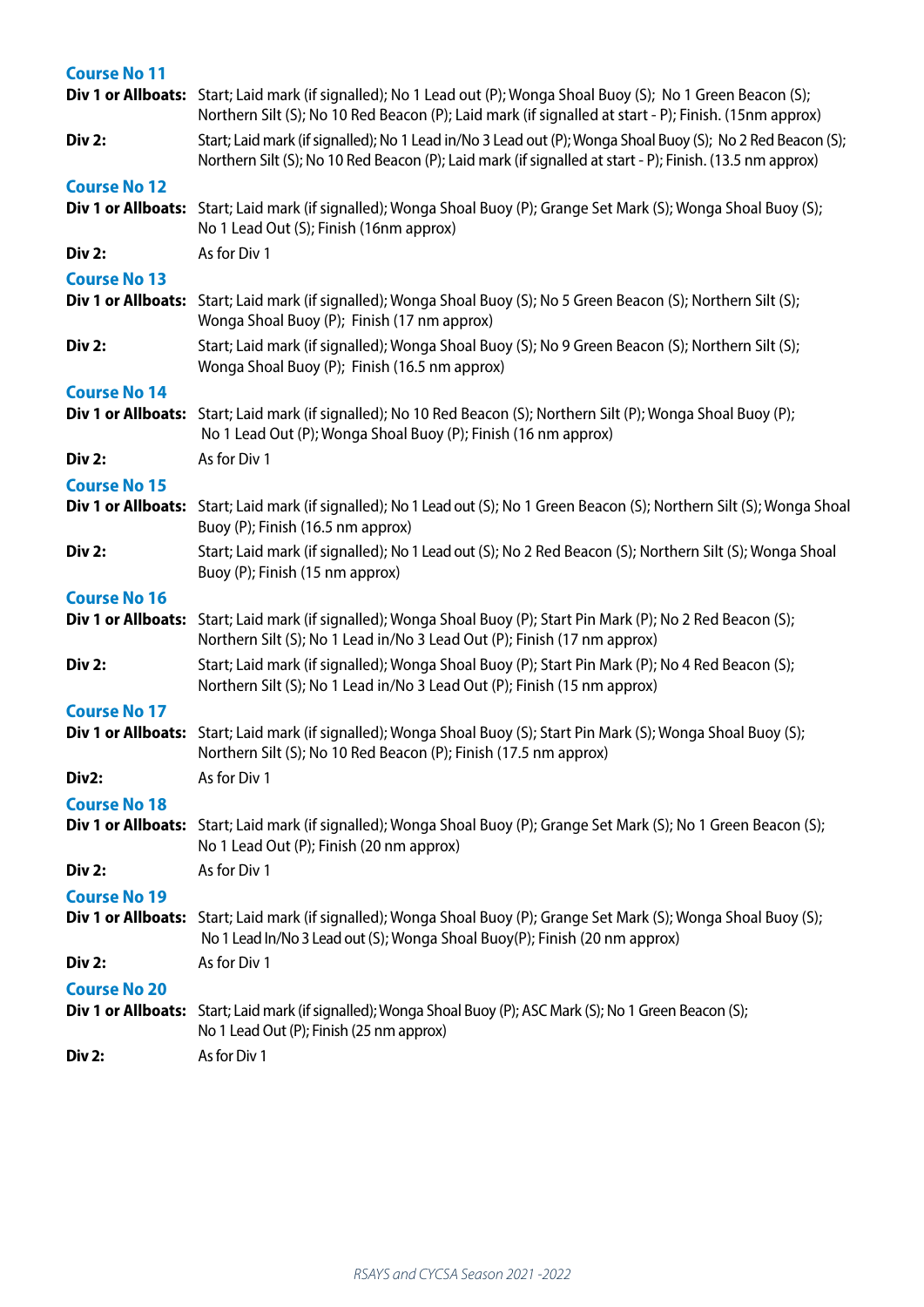### Course No 11

**Div 1 or Allboats:** Start; Laid mark (if signalled); No 1 Lead out (P); Wonga Shoal Buoy (S); No 1 Green Beacon (S); Northern Silt (S); No 10 Red Beacon (P); Laid mark (if signalled at start - P); Finish. (15nm approx)

**Div 2:** Start; Laid mark (if signalled); No 1 Lead in/No 3 Lead out (P); Wonga Shoal Buoy (S); No 2 Red Beacon (S); Northern Silt (S); No 10 Red Beacon (P); Laid mark (if signalled at start - P); Finish. (13.5 nm approx)

### Course No 12

**Div 1 or Allboats:** Start; Laid mark (if signalled); Wonga Shoal Buoy (P); Grange Set Mark (S); Wonga Shoal Buoy (S); No 1 Lead Out (S); Finish (16nm approx)

**Div 2:** As for Div 1

### Course No 13

**Div 1 or Allboats:** Start; Laid mark (if signalled); Wonga Shoal Buoy (S); No 5 Green Beacon (S); Northern Silt (S); Wonga Shoal Buoy (P); Finish (17 nm approx)

**Div 2:** Start; Laid mark (if signalled); Wonga Shoal Buoy (S); No 9 Green Beacon (S); Northern Silt (S); Wonga Shoal Buoy (P); Finish (16.5 nm approx)

### Course No 14

**Div 1 or Allboats:** Start; Laid mark (if signalled); No 10 Red Beacon (S); Northern Silt (P); Wonga Shoal Buoy (P); No 1 Lead Out (P); Wonga Shoal Buoy (P); Finish (16 nm approx)

**Div 2:** As for Div 1

### Course No 15

**Div 1 or Allboats:** Start; Laid mark (if signalled); No 1 Lead out (S); No 1 Green Beacon (S); Northern Silt (S); Wonga Shoal Buoy (P); Finish (16.5 nm approx)

**Div 2:** Start; Laid mark (if signalled); No 1 Lead out (S); No 2 Red Beacon (S); Northern Silt (S); Wonga Shoal Buoy (P); Finish (15 nm approx)

### Course No 16

**Div 1 or Allboats:** Start; Laid mark (if signalled); Wonga Shoal Buoy (P); Start Pin Mark (P); No 2 Red Beacon (S); Northern Silt (S); No 1 Lead in/No 3 Lead Out (P); Finish (17 nm approx)

**Div 2:** Start; Laid mark (if signalled); Wonga Shoal Buoy (P); Start Pin Mark (P); No 4 Red Beacon (S); Northern Silt (S); No 1 Lead in/No 3 Lead Out (P); Finish (15 nm approx)

### Course No 17

**Div 1 or Allboats:** Start; Laid mark (if signalled); Wonga Shoal Buoy (S); Start Pin Mark (S); Wonga Shoal Buoy (S); Northern Silt (S); No 10 Red Beacon (P); Finish (17.5 nm approx)

**Div2:** As for Div 1

### Course No 18

**Div 1 or Allboats:** Start; Laid mark (if signalled); Wonga Shoal Buoy (P); Grange Set Mark (S); No 1 Green Beacon (S); No 1 Lead Out (P); Finish (20 nm approx)

**Div 2:** As for Div 1

### Course No 19

**Div 1 or Allboats:** Start; Laid mark (if signalled); Wonga Shoal Buoy (P); Grange Set Mark (S); Wonga Shoal Buoy (S); No 1 Lead In/No 3 Lead out (S); Wonga Shoal Buoy(P); Finish (20 nm approx)

**Div 2:** As for Div 1

### Course No 20

**Div 1 or Allboats:** Start; Laid mark (if signalled); Wonga Shoal Buoy (P); ASC Mark (S); No 1 Green Beacon (S); No 1 Lead Out (P); Finish (25 nm approx)

**Div 2:** As for Div 1